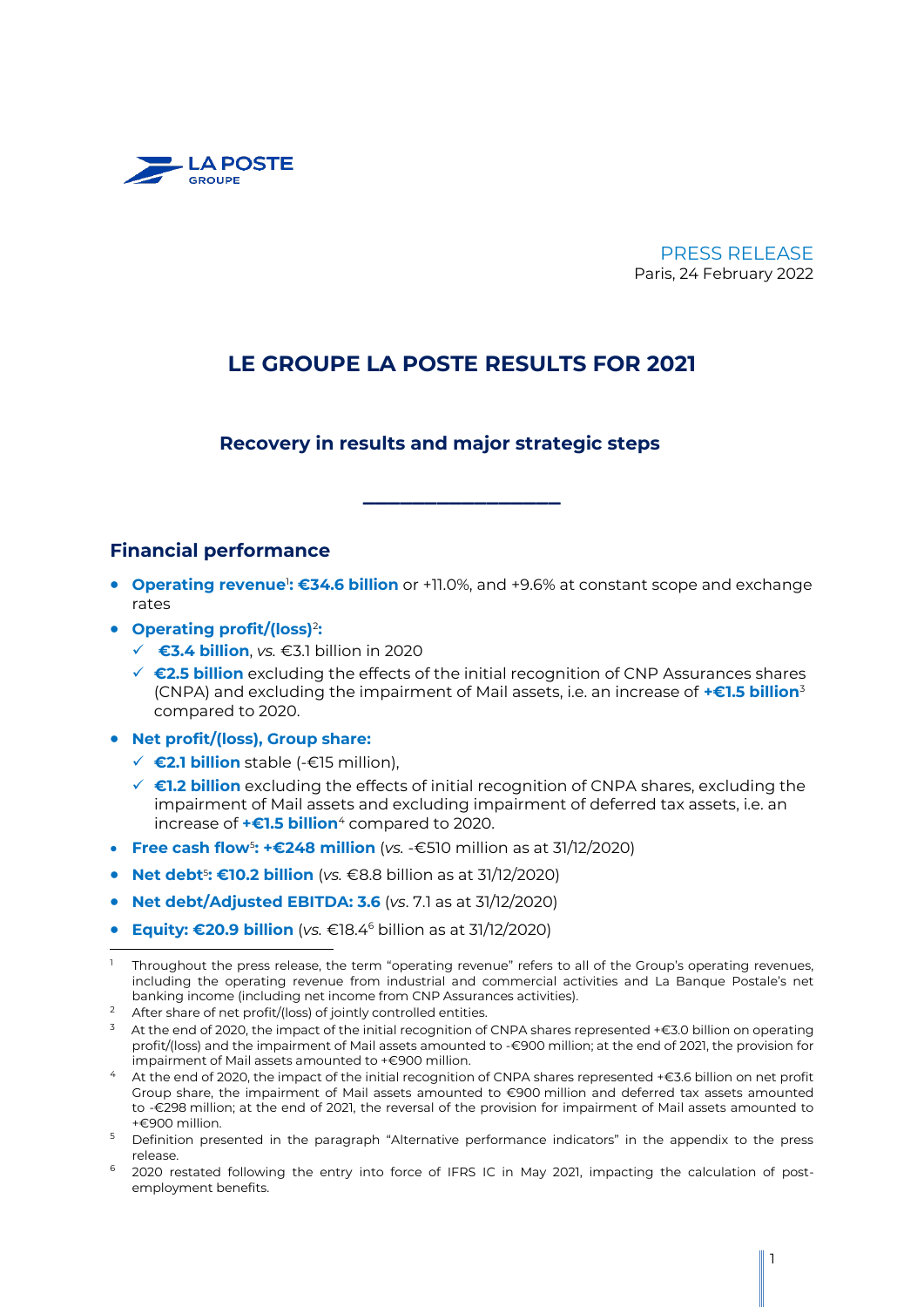LA POSTE GROUPE

PRESS RELEASE
Paris, 24 February 2022

# LE GROUPE LA POSTE RESULTS FOR 2021

## Recovery in results and major strategic steps

______________

## Financial performance

- **Operating revenue[1]: €34.6 billion** or +11.0%, and +9.6% at constant scope and exchange rates
- **Operating profit/(loss)[2]:**
  - ✓ **€3.4 billion**, *vs.* €3.1 billion in 2020
  - ✓ **€2.5 billion** excluding the effects of the initial recognition of CNP Assurances shares (CNPA) and excluding the impairment of Mail assets, i.e. an increase of **+€1.5 billion**[3] compared to 2020.
- **Net profit/(loss), Group share:**
  - ✓ **€2.1 billion** stable (-€15 million),
  - ✓ **€1.2 billion** excluding the effects of initial recognition of CNPA shares, excluding the impairment of Mail assets and excluding impairment of deferred tax assets, i.e. an increase of **+€1.5 billion**[4] compared to 2020.
- **Free cash flow[5]: +€248 million** (*vs.* -€510 million as at 31/12/2020)
- **Net debt[5]: €10.2 billion** (*vs.* €8.8 billion as at 31/12/2020)
- **Net debt/Adjusted EBITDA: 3.6** (*vs*. 7.1 as at 31/12/2020)
- **Equity: €20.9 billion** (*vs.* €18.4[6] billion as at 31/12/2020)

---

[1] Throughout the press release, the term "operating revenue" refers to all of the Group's operating revenues, including the operating revenue from industrial and commercial activities and La Banque Postale's net banking income (including net income from CNP Assurances activities).

[2] After share of net profit/(loss) of jointly controlled entities.

[3] At the end of 2020, the impact of the initial recognition of CNPA shares represented +€3.0 billion on operating profit/(loss) and the impairment of Mail assets amounted to -€900 million; at the end of 2021, the provision for impairment of Mail assets amounted to +€900 million.

[4] At the end of 2020, the impact of the initial recognition of CNPA shares represented +€3.6 billion on net profit Group share, the impairment of Mail assets amounted to €900 million and deferred tax assets amounted to -€298 million; at the end of 2021, the reversal of the provision for impairment of Mail assets amounted to +€900 million.

[5] Definition presented in the paragraph "Alternative performance indicators" in the appendix to the press release.

[6] 2020 restated following the entry into force of IFRS IC in May 2021, impacting the calculation of post-employment benefits.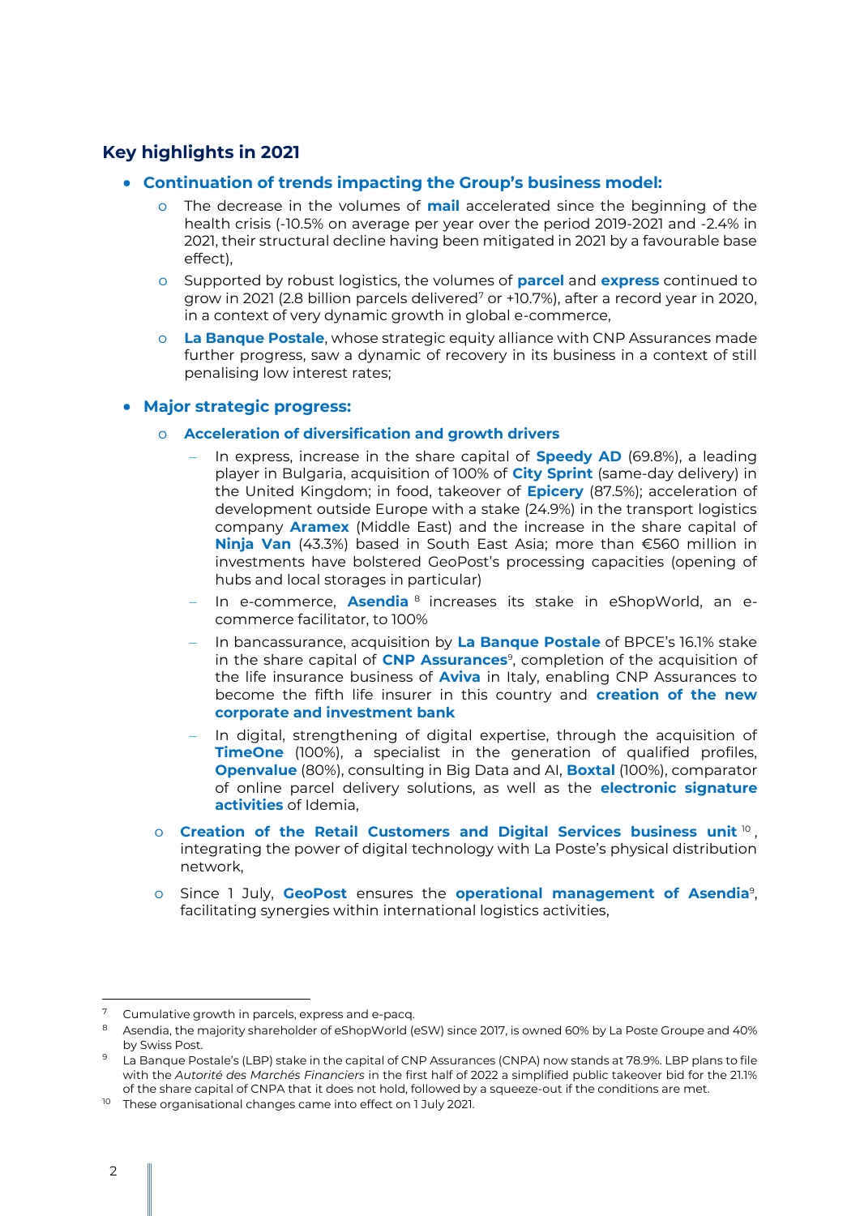## Key highlights in 2021

- **Continuation of trends impacting the Group's business model:**
  - The decrease in the volumes of **mail** accelerated since the beginning of the health crisis (-10.5% on average per year over the period 2019-2021 and -2.4% in 2021, their structural decline having been mitigated in 2021 by a favourable base effect),
  - Supported by robust logistics, the volumes of **parcel** and **express** continued to grow in 2021 (2.8 billion parcels delivered[7] or +10.7%), after a record year in 2020, in a context of very dynamic growth in global e-commerce,
  - **La Banque Postale**, whose strategic equity alliance with CNP Assurances made further progress, saw a dynamic of recovery in its business in a context of still penalising low interest rates;

- **Major strategic progress:**
  - **Acceleration of diversification and growth drivers**
    - In express, increase in the share capital of **Speedy AD** (69.8%), a leading player in Bulgaria, acquisition of 100% of **City Sprint** (same-day delivery) in the United Kingdom; in food, takeover of **Epicery** (87.5%); acceleration of development outside Europe with a stake (24.9%) in the transport logistics company **Aramex** (Middle East) and the increase in the share capital of **Ninja Van** (43.3%) based in South East Asia; more than €560 million in investments have bolstered GeoPost's processing capacities (opening of hubs and local storages in particular)
    - In e-commerce, **Asendia** [8] increases its stake in eShopWorld, an e-commerce facilitator, to 100%
    - In bancassurance, acquisition by **La Banque Postale** of BPCE's 16.1% stake in the share capital of **CNP Assurances**[9], completion of the acquisition of the life insurance business of **Aviva** in Italy, enabling CNP Assurances to become the fifth life insurer in this country and **creation of the new corporate and investment bank**
    - In digital, strengthening of digital expertise, through the acquisition of **TimeOne** (100%), a specialist in the generation of qualified profiles, **Openvalue** (80%), consulting in Big Data and AI, **Boxtal** (100%), comparator of online parcel delivery solutions, as well as the **electronic signature activities** of Idemia,
  - **Creation of the Retail Customers and Digital Services business unit** [10], integrating the power of digital technology with La Poste's physical distribution network,
  - Since 1 July, **GeoPost** ensures the **operational management of Asendia**[9], facilitating synergies within international logistics activities,

---

[7] Cumulative growth in parcels, express and e-pacq.

[8] Asendia, the majority shareholder of eShopWorld (eSW) since 2017, is owned 60% by La Poste Groupe and 40% by Swiss Post.

[9] La Banque Postale's (LBP) stake in the capital of CNP Assurances (CNPA) now stands at 78.9%. LBP plans to file with the *Autorité des Marchés Financiers* in the first half of 2022 a simplified public takeover bid for the 21.1% of the share capital of CNPA that it does not hold, followed by a squeeze-out if the conditions are met.

[10] These organisational changes came into effect on 1 July 2021.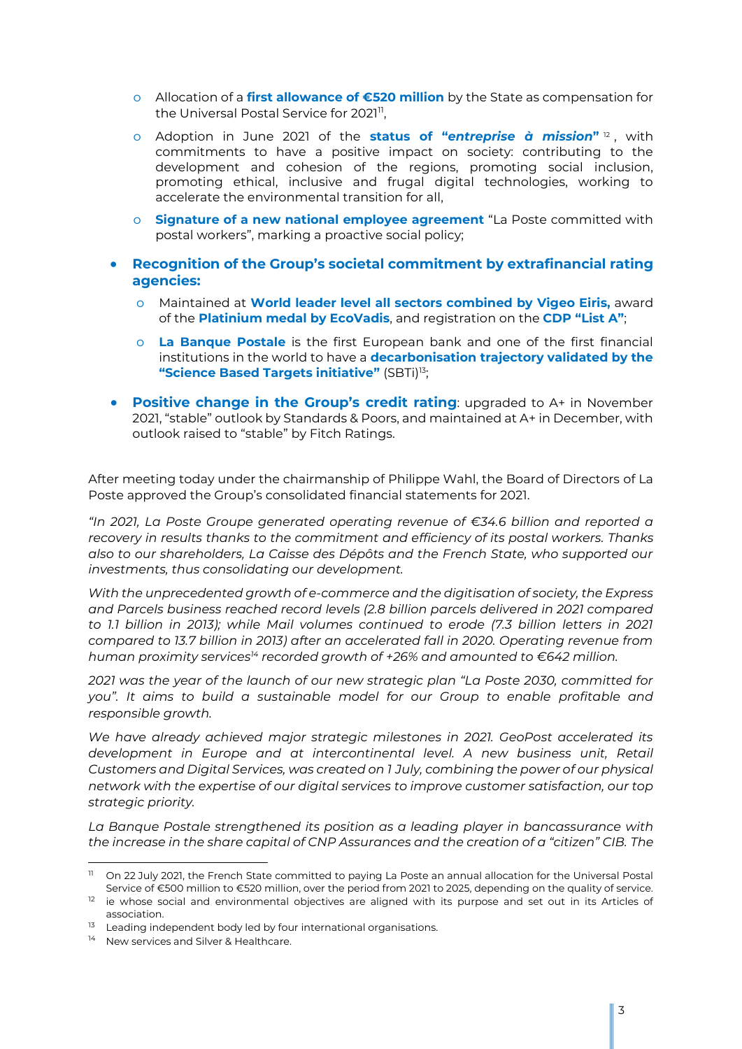- Allocation of a **first allowance of €520 million** by the State as compensation for the Universal Postal Service for 2021[11],
- Adoption in June 2021 of the **status of "*entreprise à mission*"**[12], with commitments to have a positive impact on society: contributing to the development and cohesion of the regions, promoting social inclusion, promoting ethical, inclusive and frugal digital technologies, working to accelerate the environmental transition for all,
- **Signature of a new national employee agreement** "La Poste committed with postal workers", marking a proactive social policy;

- **Recognition of the Group's societal commitment by extrafinancial rating agencies:**
  - Maintained at **World leader level all sectors combined by Vigeo Eiris,** award of the **Platinium medal by EcoVadis**, and registration on the **CDP "List A"**;
  - **La Banque Postale** is the first European bank and one of the first financial institutions in the world to have a **decarbonisation trajectory validated by the "Science Based Targets initiative"** (SBTi)[13];

- **Positive change in the Group's credit rating**: upgraded to A+ in November 2021, "stable" outlook by Standards & Poors, and maintained at A+ in December, with outlook raised to "stable" by Fitch Ratings.

After meeting today under the chairmanship of Philippe Wahl, the Board of Directors of La Poste approved the Group's consolidated financial statements for 2021.

*"In 2021, La Poste Groupe generated operating revenue of €34.6 billion and reported a recovery in results thanks to the commitment and efficiency of its postal workers. Thanks also to our shareholders, La Caisse des Dépôts and the French State, who supported our investments, thus consolidating our development.*

*With the unprecedented growth of e-commerce and the digitisation of society, the Express and Parcels business reached record levels (2.8 billion parcels delivered in 2021 compared to 1.1 billion in 2013); while Mail volumes continued to erode (7.3 billion letters in 2021 compared to 13.7 billion in 2013) after an accelerated fall in 2020. Operating revenue from human proximity services[14] recorded growth of +26% and amounted to €642 million.*

*2021 was the year of the launch of our new strategic plan "La Poste 2030, committed for you". It aims to build a sustainable model for our Group to enable profitable and responsible growth.*

*We have already achieved major strategic milestones in 2021. GeoPost accelerated its development in Europe and at intercontinental level. A new business unit, Retail Customers and Digital Services, was created on 1 July, combining the power of our physical network with the expertise of our digital services to improve customer satisfaction, our top strategic priority.*

*La Banque Postale strengthened its position as a leading player in bancassurance with the increase in the share capital of CNP Assurances and the creation of a "citizen" CIB. The*

---

[11] On 22 July 2021, the French State committed to paying La Poste an annual allocation for the Universal Postal Service of €500 million to €520 million, over the period from 2021 to 2025, depending on the quality of service.

[12] ie whose social and environmental objectives are aligned with its purpose and set out in its Articles of association.

[13] Leading independent body led by four international organisations.

[14] New services and Silver & Healthcare.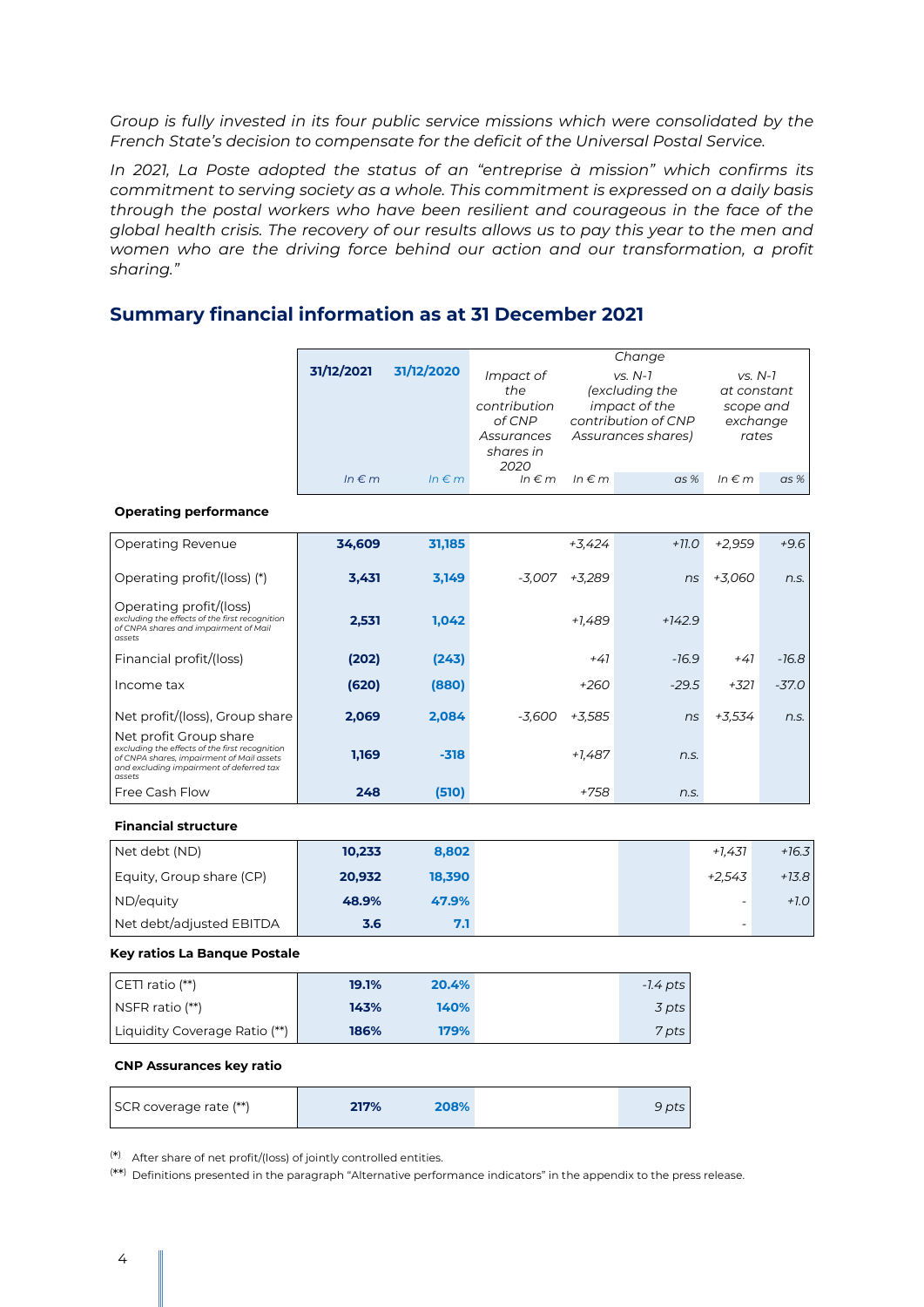*Group is fully invested in its four public service missions which were consolidated by the French State's decision to compensate for the deficit of the Universal Postal Service.*

*In 2021, La Poste adopted the status of an "entreprise à mission" which confirms its commitment to serving society as a whole. This commitment is expressed on a daily basis through the postal workers who have been resilient and courageous in the face of the global health crisis. The recovery of our results allows us to pay this year to the men and women who are the driving force behind our action and our transformation, a profit sharing."*

## Summary financial information as at 31 December 2021

| | 31/12/2021 | 31/12/2020 | Change | | | | |
|---|---|---|---|---|---|---|---|
| | | | Impact of the contribution of CNP Assurances shares in 2020 | vs. N-1 (excluding the impact of the contribution of CNP Assurances shares) | | vs. N-1 at constant scope and exchange rates | |
| | In € m | In € m | In € m | In € m | as % | In € m | as % |
| **Operating performance** | | | | | | | |
| Operating Revenue | **34,609** | **31,185** | | +3,424 | +11.0 | +2,959 | +9.6 |
| Operating profit/(loss) (*) | **3,431** | **3,149** | -3,007 | +3,289 | ns | +3,060 | n.s. |
| Operating profit/(loss) *excluding the effects of the first recognition of CNPA shares and impairment of Mail assets* | **2,531** | **1,042** | | +1,489 | +142.9 | | |
| Financial profit/(loss) | **(202)** | **(243)** | | +41 | -16.9 | +41 | -16.8 |
| Income tax | **(620)** | **(880)** | | +260 | -29.5 | +321 | -37.0 |
| Net profit/(loss), Group share | **2,069** | **2,084** | -3,600 | +3,585 | ns | +3,534 | n.s. |
| Net profit Group share *excluding the effects of the first recognition of CNPA shares, impairment of Mail assets and excluding impairment of deferred tax assets* | **1,169** | **-318** | | +1,487 | n.s. | | |
| Free Cash Flow | **248** | **(510)** | | +758 | n.s. | | |
| **Financial structure** | | | | | | | |
| Net debt (ND) | **10,233** | **8,802** | | | | +1,431 | +16.3 |
| Equity, Group share (CP) | **20,932** | **18,390** | | | | +2,543 | +13.8 |
| ND/equity | **48.9%** | **47.9%** | | | | - | +1.0 |
| Net debt/adjusted EBITDA | **3.6** | **7.1** | | | | - | |
| **Key ratios La Banque Postale** | | | | | | | |
| CET1 ratio (**) | **19.1%** | **20.4%** | | | -1.4 pts | | |
| NSFR ratio (**) | **143%** | **140%** | | | 3 pts | | |
| Liquidity Coverage Ratio (**) | **186%** | **179%** | | | 7 pts | | |
| **CNP Assurances key ratio** | | | | | | | |
| SCR coverage rate (**) | **217%** | **208%** | | | 9 pts | | |

(*) After share of net profit/(loss) of jointly controlled entities.

(**) Definitions presented in the paragraph "Alternative performance indicators" in the appendix to the press release.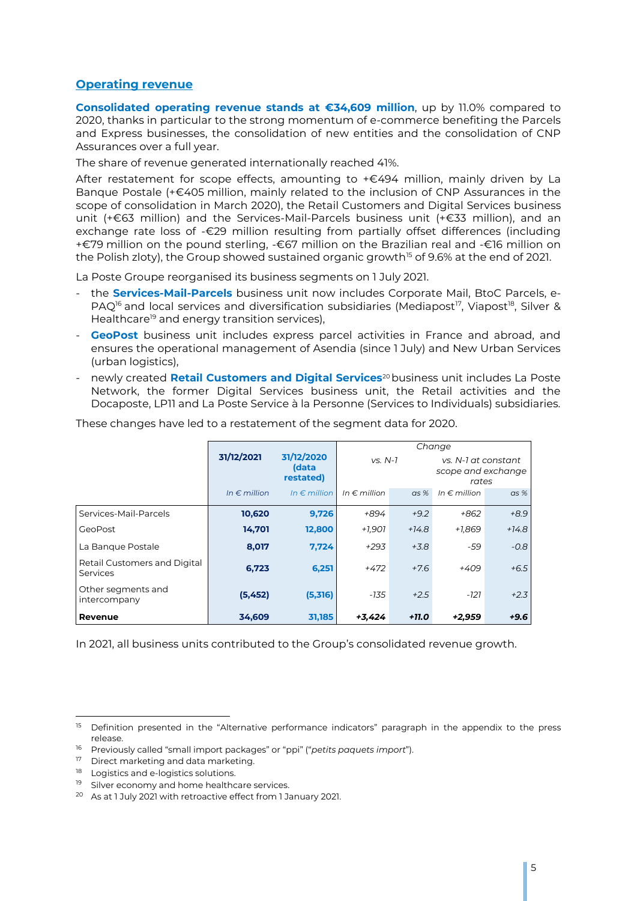## Operating revenue

**Consolidated operating revenue stands at €34,609 million**, up by 11.0% compared to 2020, thanks in particular to the strong momentum of e-commerce benefiting the Parcels and Express businesses, the consolidation of new entities and the consolidation of CNP Assurances over a full year.

The share of revenue generated internationally reached 41%.

After restatement for scope effects, amounting to +€494 million, mainly driven by La Banque Postale (+€405 million, mainly related to the inclusion of CNP Assurances in the scope of consolidation in March 2020), the Retail Customers and Digital Services business unit (+€63 million) and the Services-Mail-Parcels business unit (+€33 million), and an exchange rate loss of -€29 million resulting from partially offset differences (including +€79 million on the pound sterling, -€67 million on the Brazilian real and -€16 million on the Polish zloty), the Group showed sustained organic growth[15] of 9.6% at the end of 2021.

La Poste Groupe reorganised its business segments on 1 July 2021.

- the **Services-Mail-Parcels** business unit now includes Corporate Mail, BtoC Parcels, e-PAQ[16] and local services and diversification subsidiaries (Mediapost[17], Viapost[18], Silver & Healthcare[19] and energy transition services),
- **GeoPost** business unit includes express parcel activities in France and abroad, and ensures the operational management of Asendia (since 1 July) and New Urban Services (urban logistics),
- newly created **Retail Customers and Digital Services**[20] business unit includes La Poste Network, the former Digital Services business unit, the Retail activities and the Docaposte, LP11 and La Poste Service à la Personne (Services to Individuals) subsidiaries.

These changes have led to a restatement of the segment data for 2020.

| | 31/12/2021 | 31/12/2020 (data restated) | *Change* | | | |
|---|---|---|---|---|---|---|
| | | | *vs. N-1* | | *vs. N-1 at constant scope and exchange rates* | |
| | *In € million* | *In € million* | *In € million* | *as %* | *In € million* | *as %* |
| Services-Mail-Parcels | **10,620** | **9,726** | *+894* | *+9.2* | *+862* | *+8.9* |
| GeoPost | **14,701** | **12,800** | *+1,901* | *+14.8* | *+1,869* | *+14.8* |
| La Banque Postale | **8,017** | **7,724** | *+293* | *+3.8* | *-59* | *-0.8* |
| Retail Customers and Digital Services | **6,723** | **6,251** | *+472* | *+7.6* | *+409* | *+6.5* |
| Other segments and intercompany | **(5,452)** | **(5,316)** | *-135* | *+2.5* | *-121* | *+2.3* |
| **Revenue** | **34,609** | **31,185** | ***+3,424*** | ***+11.0*** | ***+2,959*** | ***+9.6*** |

In 2021, all business units contributed to the Group's consolidated revenue growth.

---

[15] Definition presented in the "Alternative performance indicators" paragraph in the appendix to the press release.

[16] Previously called "small import packages" or "ppi" ("*petits paquets import*").

[17] Direct marketing and data marketing.

[18] Logistics and e-logistics solutions.

[19] Silver economy and home healthcare services.

[20] As at 1 July 2021 with retroactive effect from 1 January 2021.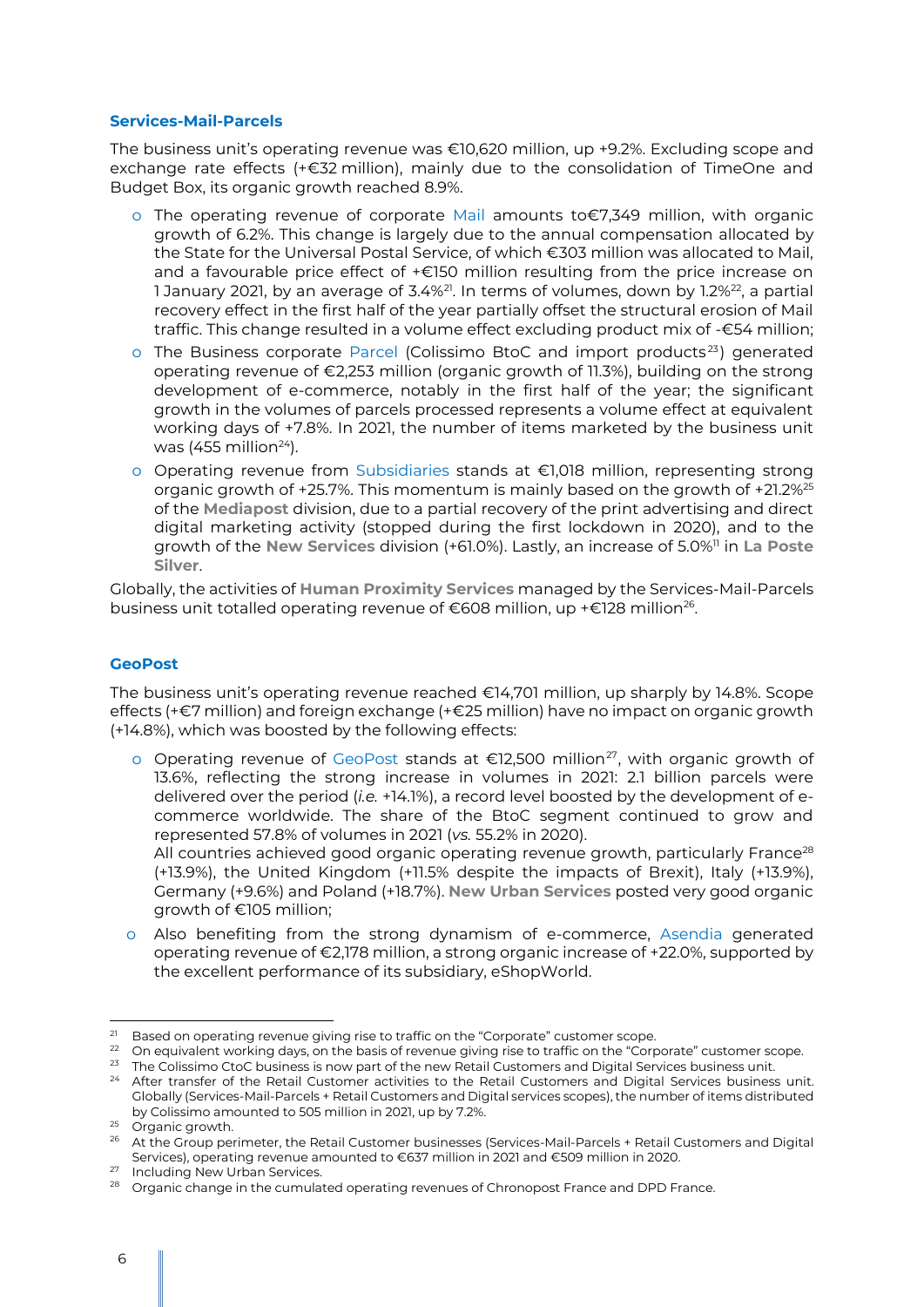### Services-Mail-Parcels

The business unit's operating revenue was €10,620 million, up +9.2%. Excluding scope and exchange rate effects (+€32 million), mainly due to the consolidation of TimeOne and Budget Box, its organic growth reached 8.9%.

- The operating revenue of corporate Mail amounts to€7,349 million, with organic growth of 6.2%. This change is largely due to the annual compensation allocated by the State for the Universal Postal Service, of which €303 million was allocated to Mail, and a favourable price effect of +€150 million resulting from the price increase on 1 January 2021, by an average of 3.4%[21]. In terms of volumes, down by 1.2%[22], a partial recovery effect in the first half of the year partially offset the structural erosion of Mail traffic. This change resulted in a volume effect excluding product mix of -€54 million;
- The Business corporate Parcel (Colissimo BtoC and import products[23]) generated operating revenue of €2,253 million (organic growth of 11.3%), building on the strong development of e-commerce, notably in the first half of the year; the significant growth in the volumes of parcels processed represents a volume effect at equivalent working days of +7.8%. In 2021, the number of items marketed by the business unit was (455 million[24]).
- Operating revenue from Subsidiaries stands at €1,018 million, representing strong organic growth of +25.7%. This momentum is mainly based on the growth of +21.2%[25] of the **Mediapost** division, due to a partial recovery of the print advertising and direct digital marketing activity (stopped during the first lockdown in 2020), and to the growth of the **New Services** division (+61.0%). Lastly, an increase of 5.0%[11] in **La Poste Silver**.

Globally, the activities of **Human Proximity Services** managed by the Services-Mail-Parcels business unit totalled operating revenue of €608 million, up +€128 million[26].

### GeoPost

The business unit's operating revenue reached €14,701 million, up sharply by 14.8%. Scope effects (+€7 million) and foreign exchange (+€25 million) have no impact on organic growth (+14.8%), which was boosted by the following effects:

- Operating revenue of GeoPost stands at €12,500 million[27], with organic growth of 13.6%, reflecting the strong increase in volumes in 2021: 2.1 billion parcels were delivered over the period (*i.e.* +14.1%), a record level boosted by the development of e-commerce worldwide. The share of the BtoC segment continued to grow and represented 57.8% of volumes in 2021 (*vs.* 55.2% in 2020).
  All countries achieved good organic operating revenue growth, particularly France[28] (+13.9%), the United Kingdom (+11.5% despite the impacts of Brexit), Italy (+13.9%), Germany (+9.6%) and Poland (+18.7%). **New Urban Services** posted very good organic growth of €105 million;
- Also benefiting from the strong dynamism of e-commerce, Asendia generated operating revenue of €2,178 million, a strong organic increase of +22.0%, supported by the excellent performance of its subsidiary, eShopWorld.

---

[21] Based on operating revenue giving rise to traffic on the "Corporate" customer scope.
[22] On equivalent working days, on the basis of revenue giving rise to traffic on the "Corporate" customer scope.
[23] The Colissimo CtoC business is now part of the new Retail Customers and Digital Services business unit.
[24] After transfer of the Retail Customer activities to the Retail Customers and Digital Services business unit. Globally (Services-Mail-Parcels + Retail Customers and Digital services scopes), the number of items distributed by Colissimo amounted to 505 million in 2021, up by 7.2%.
[25] Organic growth.
[26] At the Group perimeter, the Retail Customer businesses (Services-Mail-Parcels + Retail Customers and Digital Services), operating revenue amounted to €637 million in 2021 and €509 million in 2020.
[27] Including New Urban Services.
[28] Organic change in the cumulated operating revenues of Chronopost France and DPD France.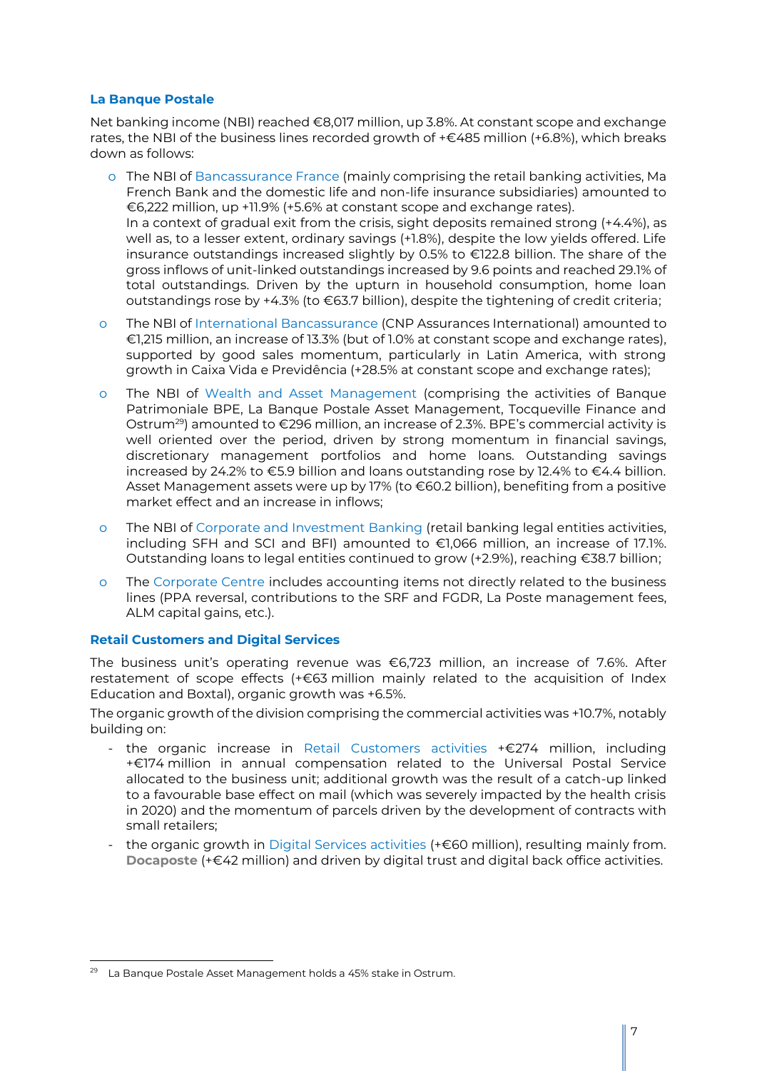### La Banque Postale

Net banking income (NBI) reached €8,017 million, up 3.8%. At constant scope and exchange rates, the NBI of the business lines recorded growth of +€485 million (+6.8%), which breaks down as follows:

- The NBI of Bancassurance France (mainly comprising the retail banking activities, Ma French Bank and the domestic life and non-life insurance subsidiaries) amounted to €6,222 million, up +11.9% (+5.6% at constant scope and exchange rates).
  In a context of gradual exit from the crisis, sight deposits remained strong (+4.4%), as well as, to a lesser extent, ordinary savings (+1.8%), despite the low yields offered. Life insurance outstandings increased slightly by 0.5% to €122.8 billion. The share of the gross inflows of unit-linked outstandings increased by 9.6 points and reached 29.1% of total outstandings. Driven by the upturn in household consumption, home loan outstandings rose by +4.3% (to €63.7 billion), despite the tightening of credit criteria;
- The NBI of International Bancassurance (CNP Assurances International) amounted to €1,215 million, an increase of 13.3% (but of 1.0% at constant scope and exchange rates), supported by good sales momentum, particularly in Latin America, with strong growth in Caixa Vida e Previdência (+28.5% at constant scope and exchange rates);
- The NBI of Wealth and Asset Management (comprising the activities of Banque Patrimoniale BPE, La Banque Postale Asset Management, Tocqueville Finance and Ostrum[29]) amounted to €296 million, an increase of 2.3%. BPE's commercial activity is well oriented over the period, driven by strong momentum in financial savings, discretionary management portfolios and home loans. Outstanding savings increased by 24.2% to €5.9 billion and loans outstanding rose by 12.4% to €4.4 billion. Asset Management assets were up by 17% (to €60.2 billion), benefiting from a positive market effect and an increase in inflows;
- The NBI of Corporate and Investment Banking (retail banking legal entities activities, including SFH and SCI and BFI) amounted to €1,066 million, an increase of 17.1%. Outstanding loans to legal entities continued to grow (+2.9%), reaching €38.7 billion;
- The Corporate Centre includes accounting items not directly related to the business lines (PPA reversal, contributions to the SRF and FGDR, La Poste management fees, ALM capital gains, etc.).

### Retail Customers and Digital Services

The business unit's operating revenue was €6,723 million, an increase of 7.6%. After restatement of scope effects (+€63 million mainly related to the acquisition of Index Education and Boxtal), organic growth was +6.5%.

The organic growth of the division comprising the commercial activities was +10.7%, notably building on:

- the organic increase in Retail Customers activities +€274 million, including +€174 million in annual compensation related to the Universal Postal Service allocated to the business unit; additional growth was the result of a catch-up linked to a favourable base effect on mail (which was severely impacted by the health crisis in 2020) and the momentum of parcels driven by the development of contracts with small retailers;
- the organic growth in Digital Services activities (+€60 million), resulting mainly from. **Docaposte** (+€42 million) and driven by digital trust and digital back office activities.

---

[29] La Banque Postale Asset Management holds a 45% stake in Ostrum.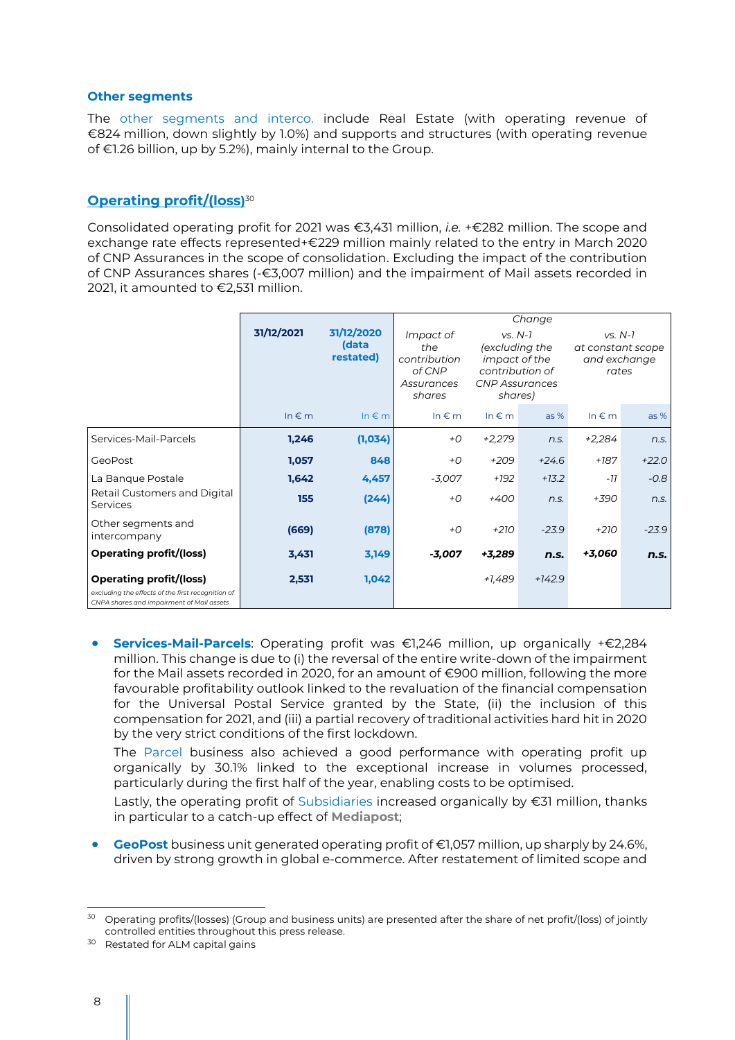### Other segments

The other segments and interco. include Real Estate (with operating revenue of €824 million, down slightly by 1.0%) and supports and structures (with operating revenue of €1.26 billion, up by 5.2%), mainly internal to the Group.

### Operating profit/(loss)[30]

Consolidated operating profit for 2021 was €3,431 million, *i.e.* +€282 million. The scope and exchange rate effects represented+€229 million mainly related to the entry in March 2020 of CNP Assurances in the scope of consolidation. Excluding the impact of the contribution of CNP Assurances shares (-€3,007 million) and the impairment of Mail assets recorded in 2021, it amounted to €2,531 million.

| | 31/12/2021 | 31/12/2020 (data restated) | Change | | | | |
|---|---|---|---|---|---|---|---|
| | | | *Impact of the contribution of CNP Assurances shares* | *vs. N-1 (excluding the impact of the contribution of CNP Assurances shares)* | | *vs. N-1 at constant scope and exchange rates* | |
| | In € m | In € m | In € m | In € m | as % | In € m | as % |
| Services-Mail-Parcels | **1,246** | **(1,034)** | *+0* | *+2,279* | *n.s.* | *+2,284* | *n.s.* |
| GeoPost | **1,057** | **848** | *+0* | *+209* | *+24.6* | *+187* | *+22.0* |
| La Banque Postale | **1,642** | **4,457** | *-3,007* | *+192* | *+13.2* | *-11* | *-0.8* |
| Retail Customers and Digital Services | **155** | **(244)** | *+0* | *+400* | *n.s.* | *+390* | *n.s.* |
| Other segments and intercompany | **(669)** | **(878)** | *+0* | *+210* | *-23.9* | *+210* | *-23.9* |
| **Operating profit/(loss)** | **3,431** | **3,149** | ***-3,007*** | ***+3,289*** | ***n.s.*** | ***+3,060*** | ***n.s.*** |
| **Operating profit/(loss)** *excluding the effects of the first recognition of CNPA shares and impairment of Mail assets* | **2,531** | **1,042** | | *+1,489* | *+142.9* | | |

- **Services-Mail-Parcels**: Operating profit was €1,246 million, up organically +€2,284 million. This change is due to (i) the reversal of the entire write-down of the impairment for the Mail assets recorded in 2020, for an amount of €900 million, following the more favourable profitability outlook linked to the revaluation of the financial compensation for the Universal Postal Service granted by the State, (ii) the inclusion of this compensation for 2021, and (iii) a partial recovery of traditional activities hard hit in 2020 by the very strict conditions of the first lockdown.

  The Parcel business also achieved a good performance with operating profit up organically by 30.1% linked to the exceptional increase in volumes processed, particularly during the first half of the year, enabling costs to be optimised.

  Lastly, the operating profit of Subsidiaries increased organically by €31 million, thanks in particular to a catch-up effect of **Mediapost**;

- **GeoPost** business unit generated operating profit of €1,057 million, up sharply by 24.6%, driven by strong growth in global e-commerce. After restatement of limited scope and

[30] Operating profits/(losses) (Group and business units) are presented after the share of net profit/(loss) of jointly controlled entities throughout this press release.

[30] Restated for ALM capital gains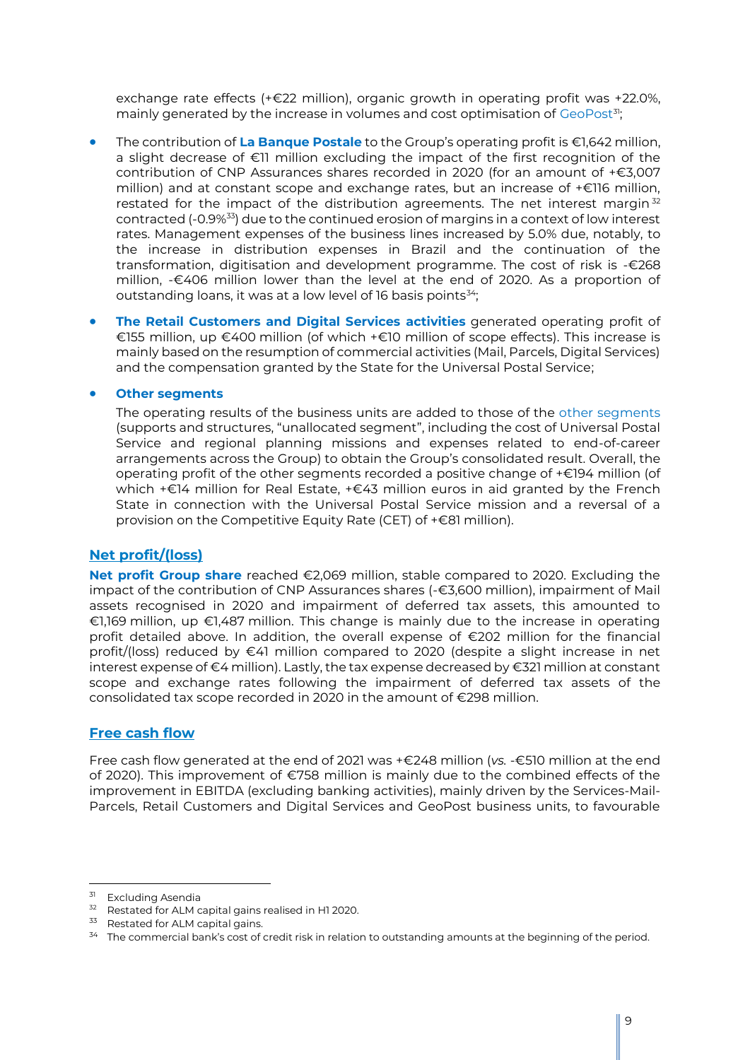exchange rate effects (+€22 million), organic growth in operating profit was +22.0%, mainly generated by the increase in volumes and cost optimisation of GeoPost[31];

- The contribution of **La Banque Postale** to the Group's operating profit is €1,642 million, a slight decrease of €11 million excluding the impact of the first recognition of the contribution of CNP Assurances shares recorded in 2020 (for an amount of +€3,007 million) and at constant scope and exchange rates, but an increase of +€116 million, restated for the impact of the distribution agreements. The net interest margin[32] contracted (-0.9%[33]) due to the continued erosion of margins in a context of low interest rates. Management expenses of the business lines increased by 5.0% due, notably, to the increase in distribution expenses in Brazil and the continuation of the transformation, digitisation and development programme. The cost of risk is -€268 million, -€406 million lower than the level at the end of 2020. As a proportion of outstanding loans, it was at a low level of 16 basis points[34];

- **The Retail Customers and Digital Services activities** generated operating profit of €155 million, up €400 million (of which +€10 million of scope effects). This increase is mainly based on the resumption of commercial activities (Mail, Parcels, Digital Services) and the compensation granted by the State for the Universal Postal Service;

- **Other segments**

  The operating results of the business units are added to those of the other segments (supports and structures, "unallocated segment", including the cost of Universal Postal Service and regional planning missions and expenses related to end-of-career arrangements across the Group) to obtain the Group's consolidated result. Overall, the operating profit of the other segments recorded a positive change of +€194 million (of which +€14 million for Real Estate, +€43 million euros in aid granted by the French State in connection with the Universal Postal Service mission and a reversal of a provision on the Competitive Equity Rate (CET) of +€81 million).

## Net profit/(loss)

**Net profit Group share** reached €2,069 million, stable compared to 2020. Excluding the impact of the contribution of CNP Assurances shares (-€3,600 million), impairment of Mail assets recognised in 2020 and impairment of deferred tax assets, this amounted to €1,169 million, up €1,487 million. This change is mainly due to the increase in operating profit detailed above. In addition, the overall expense of €202 million for the financial profit/(loss) reduced by €41 million compared to 2020 (despite a slight increase in net interest expense of €4 million). Lastly, the tax expense decreased by €321 million at constant scope and exchange rates following the impairment of deferred tax assets of the consolidated tax scope recorded in 2020 in the amount of €298 million.

## Free cash flow

Free cash flow generated at the end of 2021 was +€248 million (*vs.* -€510 million at the end of 2020). This improvement of €758 million is mainly due to the combined effects of the improvement in EBITDA (excluding banking activities), mainly driven by the Services-Mail-Parcels, Retail Customers and Digital Services and GeoPost business units, to favourable

---

[31] Excluding Asendia

[32] Restated for ALM capital gains realised in H1 2020.

[33] Restated for ALM capital gains.

[34] The commercial bank's cost of credit risk in relation to outstanding amounts at the beginning of the period.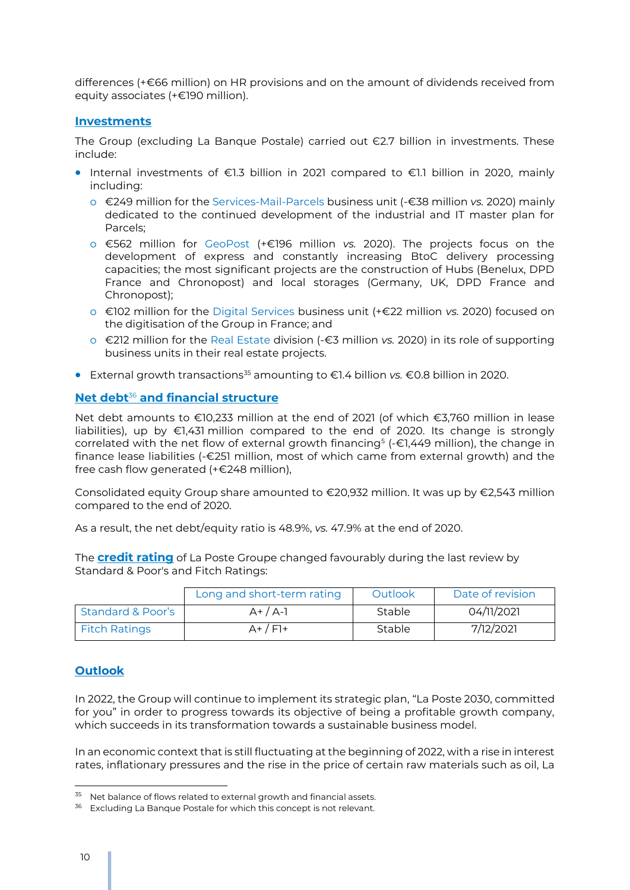differences (+€66 million) on HR provisions and on the amount of dividends received from equity associates (+€190 million).

## Investments

The Group (excluding La Banque Postale) carried out €2.7 billion in investments. These include:

- Internal investments of €1.3 billion in 2021 compared to €1.1 billion in 2020, mainly including:
  - €249 million for the Services-Mail-Parcels business unit (-€38 million *vs.* 2020) mainly dedicated to the continued development of the industrial and IT master plan for Parcels;
  - €562 million for GeoPost (+€196 million *vs.* 2020). The projects focus on the development of express and constantly increasing BtoC delivery processing capacities; the most significant projects are the construction of Hubs (Benelux, DPD France and Chronopost) and local storages (Germany, UK, DPD France and Chronopost);
  - €102 million for the Digital Services business unit (+€22 million *vs.* 2020) focused on the digitisation of the Group in France; and
  - €212 million for the Real Estate division (-€3 million *vs.* 2020) in its role of supporting business units in their real estate projects.
- External growth transactions[35] amounting to €1.4 billion *vs.* €0.8 billion in 2020.

## Net debt[36] and financial structure

Net debt amounts to €10,233 million at the end of 2021 (of which €3,760 million in lease liabilities), up by €1,431 million compared to the end of 2020. Its change is strongly correlated with the net flow of external growth financing[5] (-€1,449 million), the change in finance lease liabilities (-€251 million, most of which came from external growth) and the free cash flow generated (+€248 million),

Consolidated equity Group share amounted to €20,932 million. It was up by €2,543 million compared to the end of 2020.

As a result, the net debt/equity ratio is 48.9%, *vs.* 47.9% at the end of 2020.

The **credit rating** of La Poste Groupe changed favourably during the last review by Standard & Poor's and Fitch Ratings:

| | Long and short-term rating | Outlook | Date of revision |
|---|---|---|---|
| Standard & Poor's | A+ / A-1 | Stable | 04/11/2021 |
| Fitch Ratings | A+ / F1+ | Stable | 7/12/2021 |

## Outlook

In 2022, the Group will continue to implement its strategic plan, "La Poste 2030, committed for you" in order to progress towards its objective of being a profitable growth company, which succeeds in its transformation towards a sustainable business model.

In an economic context that is still fluctuating at the beginning of 2022, with a rise in interest rates, inflationary pressures and the rise in the price of certain raw materials such as oil, La

---

[35] Net balance of flows related to external growth and financial assets.

[36] Excluding La Banque Postale for which this concept is not relevant.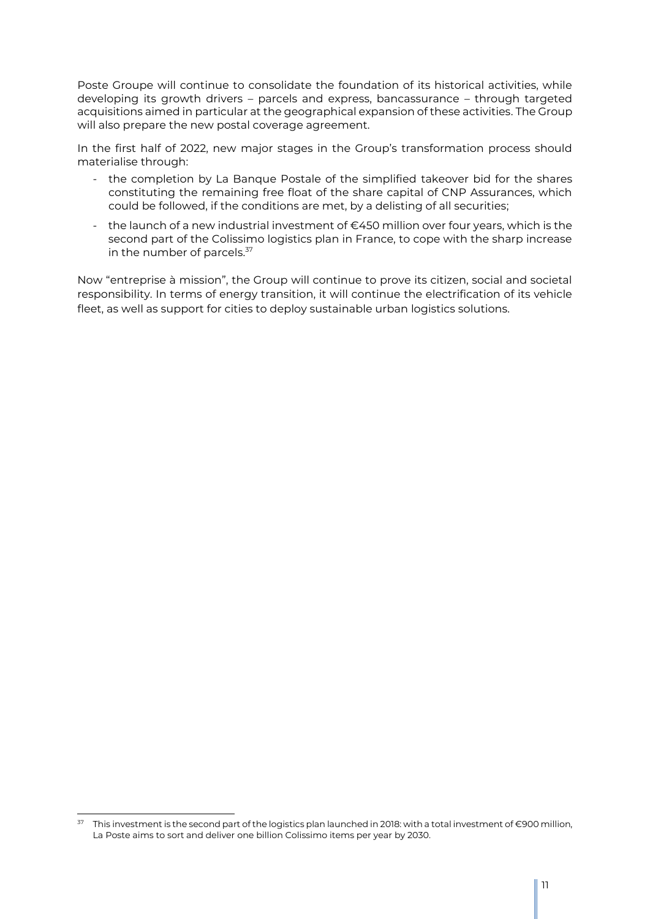Poste Groupe will continue to consolidate the foundation of its historical activities, while developing its growth drivers – parcels and express, bancassurance – through targeted acquisitions aimed in particular at the geographical expansion of these activities. The Group will also prepare the new postal coverage agreement.

In the first half of 2022, new major stages in the Group's transformation process should materialise through:

- the completion by La Banque Postale of the simplified takeover bid for the shares constituting the remaining free float of the share capital of CNP Assurances, which could be followed, if the conditions are met, by a delisting of all securities;
- the launch of a new industrial investment of €450 million over four years, which is the second part of the Colissimo logistics plan in France, to cope with the sharp increase in the number of parcels.[37]

Now "entreprise à mission", the Group will continue to prove its citizen, social and societal responsibility. In terms of energy transition, it will continue the electrification of its vehicle fleet, as well as support for cities to deploy sustainable urban logistics solutions.

[37] This investment is the second part of the logistics plan launched in 2018: with a total investment of €900 million, La Poste aims to sort and deliver one billion Colissimo items per year by 2030.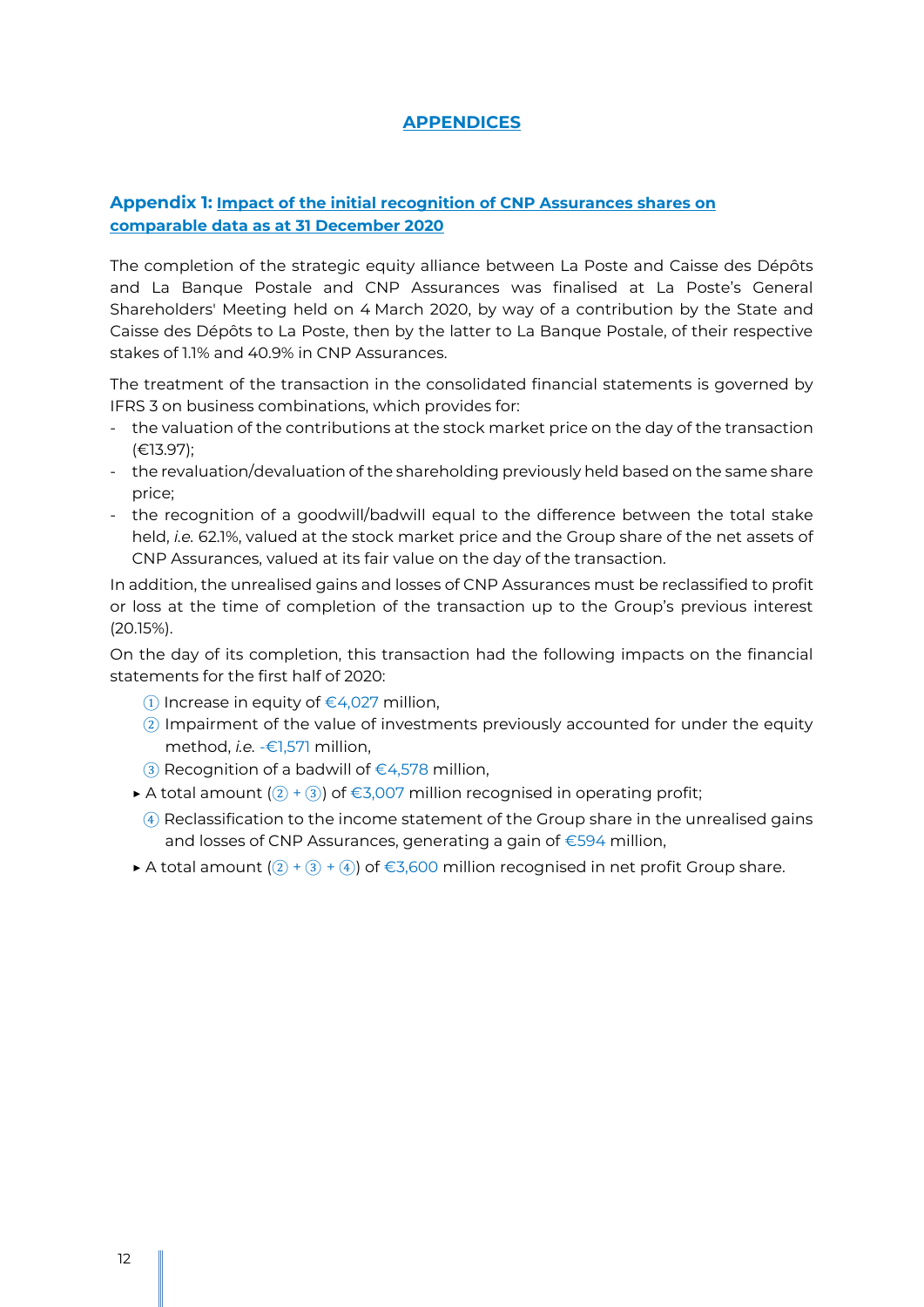# APPENDICES

## Appendix 1: Impact of the initial recognition of CNP Assurances shares on comparable data as at 31 December 2020

The completion of the strategic equity alliance between La Poste and Caisse des Dépôts and La Banque Postale and CNP Assurances was finalised at La Poste's General Shareholders' Meeting held on 4 March 2020, by way of a contribution by the State and Caisse des Dépôts to La Poste, then by the latter to La Banque Postale, of their respective stakes of 1.1% and 40.9% in CNP Assurances.

The treatment of the transaction in the consolidated financial statements is governed by IFRS 3 on business combinations, which provides for:

- the valuation of the contributions at the stock market price on the day of the transaction (€13.97);
- the revaluation/devaluation of the shareholding previously held based on the same share price;
- the recognition of a goodwill/badwill equal to the difference between the total stake held, *i.e.* 62.1%, valued at the stock market price and the Group share of the net assets of CNP Assurances, valued at its fair value on the day of the transaction.

In addition, the unrealised gains and losses of CNP Assurances must be reclassified to profit or loss at the time of completion of the transaction up to the Group's previous interest (20.15%).

On the day of its completion, this transaction had the following impacts on the financial statements for the first half of 2020:

① Increase in equity of €4,027 million,

② Impairment of the value of investments previously accounted for under the equity method, *i.e.* -€1,571 million,

③ Recognition of a badwill of €4,578 million,

- A total amount (② + ③) of €3,007 million recognised in operating profit;

④ Reclassification to the income statement of the Group share in the unrealised gains and losses of CNP Assurances, generating a gain of €594 million,

- A total amount (② + ③ + ④) of €3,600 million recognised in net profit Group share.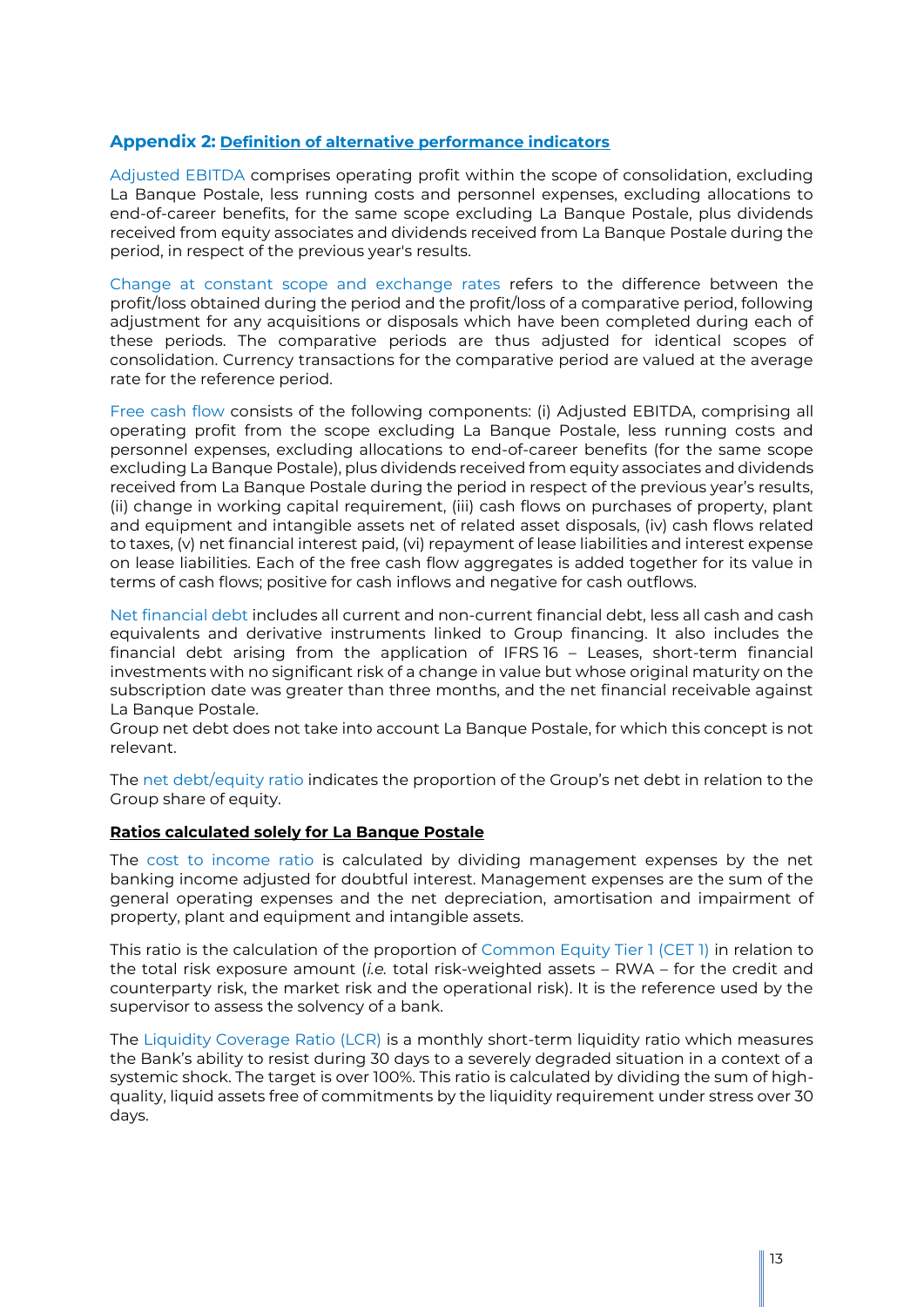## Appendix 2: Definition of alternative performance indicators

Adjusted EBITDA comprises operating profit within the scope of consolidation, excluding La Banque Postale, less running costs and personnel expenses, excluding allocations to end-of-career benefits, for the same scope excluding La Banque Postale, plus dividends received from equity associates and dividends received from La Banque Postale during the period, in respect of the previous year's results.

Change at constant scope and exchange rates refers to the difference between the profit/loss obtained during the period and the profit/loss of a comparative period, following adjustment for any acquisitions or disposals which have been completed during each of these periods. The comparative periods are thus adjusted for identical scopes of consolidation. Currency transactions for the comparative period are valued at the average rate for the reference period.

Free cash flow consists of the following components: (i) Adjusted EBITDA, comprising all operating profit from the scope excluding La Banque Postale, less running costs and personnel expenses, excluding allocations to end-of-career benefits (for the same scope excluding La Banque Postale), plus dividends received from equity associates and dividends received from La Banque Postale during the period in respect of the previous year's results, (ii) change in working capital requirement, (iii) cash flows on purchases of property, plant and equipment and intangible assets net of related asset disposals, (iv) cash flows related to taxes, (v) net financial interest paid, (vi) repayment of lease liabilities and interest expense on lease liabilities. Each of the free cash flow aggregates is added together for its value in terms of cash flows; positive for cash inflows and negative for cash outflows.

Net financial debt includes all current and non-current financial debt, less all cash and cash equivalents and derivative instruments linked to Group financing. It also includes the financial debt arising from the application of IFRS 16 – Leases, short-term financial investments with no significant risk of a change in value but whose original maturity on the subscription date was greater than three months, and the net financial receivable against La Banque Postale.
Group net debt does not take into account La Banque Postale, for which this concept is not relevant.

The net debt/equity ratio indicates the proportion of the Group's net debt in relation to the Group share of equity.

**Ratios calculated solely for La Banque Postale**

The cost to income ratio is calculated by dividing management expenses by the net banking income adjusted for doubtful interest. Management expenses are the sum of the general operating expenses and the net depreciation, amortisation and impairment of property, plant and equipment and intangible assets.

This ratio is the calculation of the proportion of Common Equity Tier 1 (CET 1) in relation to the total risk exposure amount (*i.e.* total risk-weighted assets – RWA – for the credit and counterparty risk, the market risk and the operational risk). It is the reference used by the supervisor to assess the solvency of a bank.

The Liquidity Coverage Ratio (LCR) is a monthly short-term liquidity ratio which measures the Bank's ability to resist during 30 days to a severely degraded situation in a context of a systemic shock. The target is over 100%. This ratio is calculated by dividing the sum of high-quality, liquid assets free of commitments by the liquidity requirement under stress over 30 days.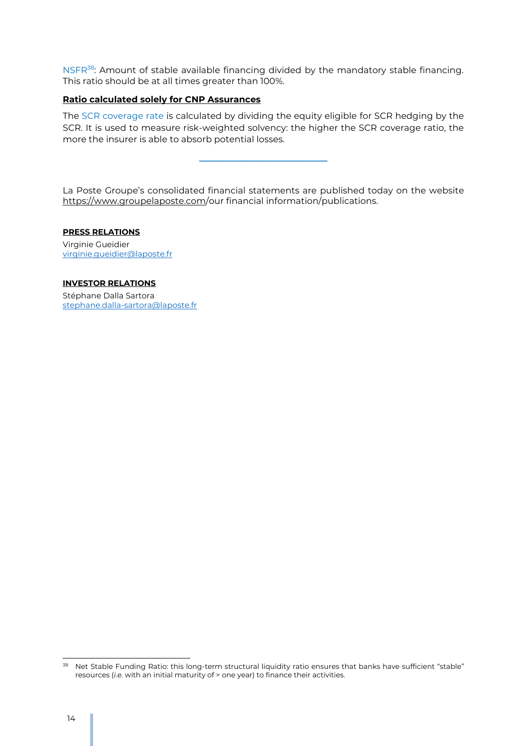NSFR[38]: Amount of stable available financing divided by the mandatory stable financing. This ratio should be at all times greater than 100%.

**Ratio calculated solely for CNP Assurances**

The SCR coverage rate is calculated by dividing the equity eligible for SCR hedging by the SCR. It is used to measure risk-weighted solvency: the higher the SCR coverage ratio, the more the insurer is able to absorb potential losses.

---

La Poste Groupe's consolidated financial statements are published today on the website https://www.groupelaposte.com/our financial information/publications.

**PRESS RELATIONS**

Virginie Gueidier
virginie.gueidier@laposte.fr

**INVESTOR RELATIONS**

Stéphane Dalla Sartora
stephane.dalla-sartora@laposte.fr

---

[38] Net Stable Funding Ratio: this long-term structural liquidity ratio ensures that banks have sufficient "stable" resources (*i.e.* with an initial maturity of > one year) to finance their activities.